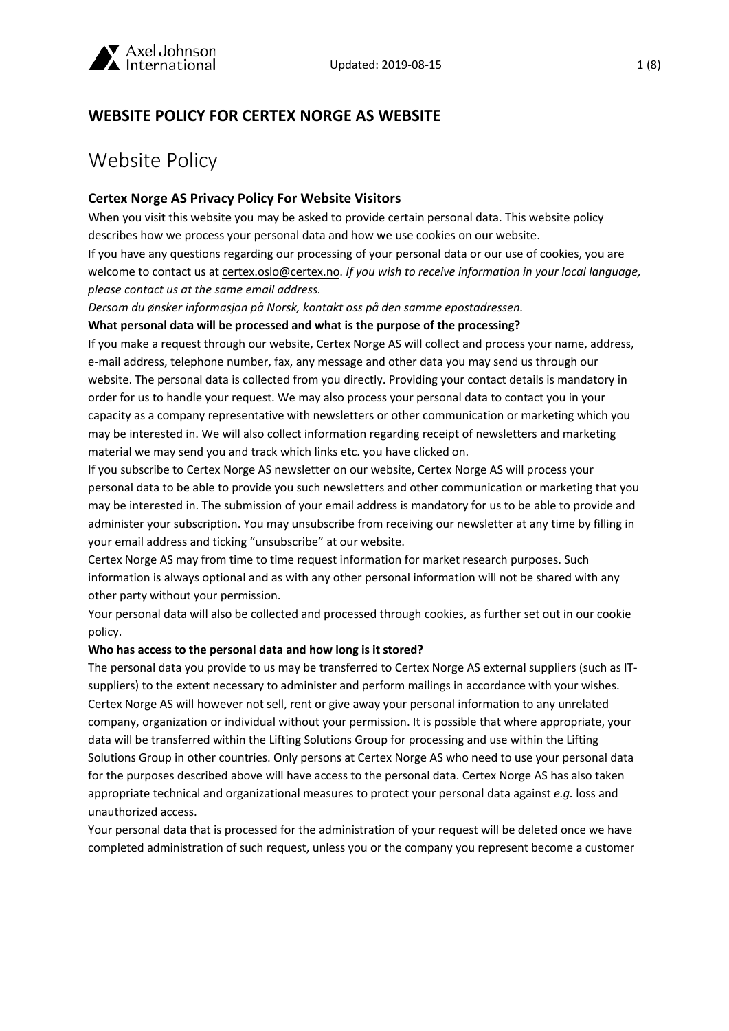## WEBSITE POLICY FOR CERTEX NORGE AS WEBSITE

# Website Policy

### Certex Norge AS Privacy Policy For Website Visitors

When you visit this website you may be asked to provide certain personal data. This website policy describes how we process your personal data and how we use cookies on our website.

If you have any questions regarding our processing of your personal data or our use of cookies, you are welcome to contact us at certex.oslo@certex.no. *If you wish to receive information in your local language, please contact us at the same email address.*

*Dersom du ønsker informasjon på Norsk, kontakt oss på den samme epostadressen.*

**What personal data will be processed and what is the purpose of the processing?**

If you make a request through our website, Certex Norge AS will collect and process your name, address, e-mail address, telephone number, fax, any message and other data you may send us through our website. The personal data is collected from you directly. Providing your contact details is mandatory in order for us to handle your request. We may also process your personal data to contact you in your capacity as a company representative with newsletters or other communication or marketing which you may be interested in. We will also collect information regarding receipt of newsletters and marketing material we may send you and track which links etc. you have clicked on.

If you subscribe to Certex Norge AS newsletter on our website, Certex Norge AS will process your personal data to be able to provide you such newsletters and other communication or marketing that you may be interested in. The submission of your email address is mandatory for us to be able to provide and administer your subscription. You may unsubscribe from receiving our newsletter at any time by filling in your email address and ticking "unsubscribe" at our website.

Certex Norge AS may from time to time request information for market research purposes. Such information is always optional and as with any other personal information will not be shared with any other party without your permission.

Your personal data will also be collected and processed through cookies, as further set out in our cookie policy.

**Who has access to the personal data and how long is it stored?**

The personal data you provide to us may be transferred to Certex Norge AS external suppliers (such as IT-suppliers) to the extent necessary to administer and perform mailings in accordance with your wishes. Certex Norge AS will however not sell, rent or give away your personal information to any unrelated company, organization or individual without your permission. It is possible that where appropriate, your data will be transferred within the Lifting Solutions Group for processing and use within the Lifting Solutions Group in other countries. Only persons at Certex Norge AS who need to use your personal data for the purposes described above will have access to the personal data. Certex Norge AS has also taken appropriate technical and organizational measures to protect your personal data against *e.g.* loss and unauthorized access.

Your personal data that is processed for the administration of your request will be deleted once we have completed administration of such request, unless you or the company you represent become a customer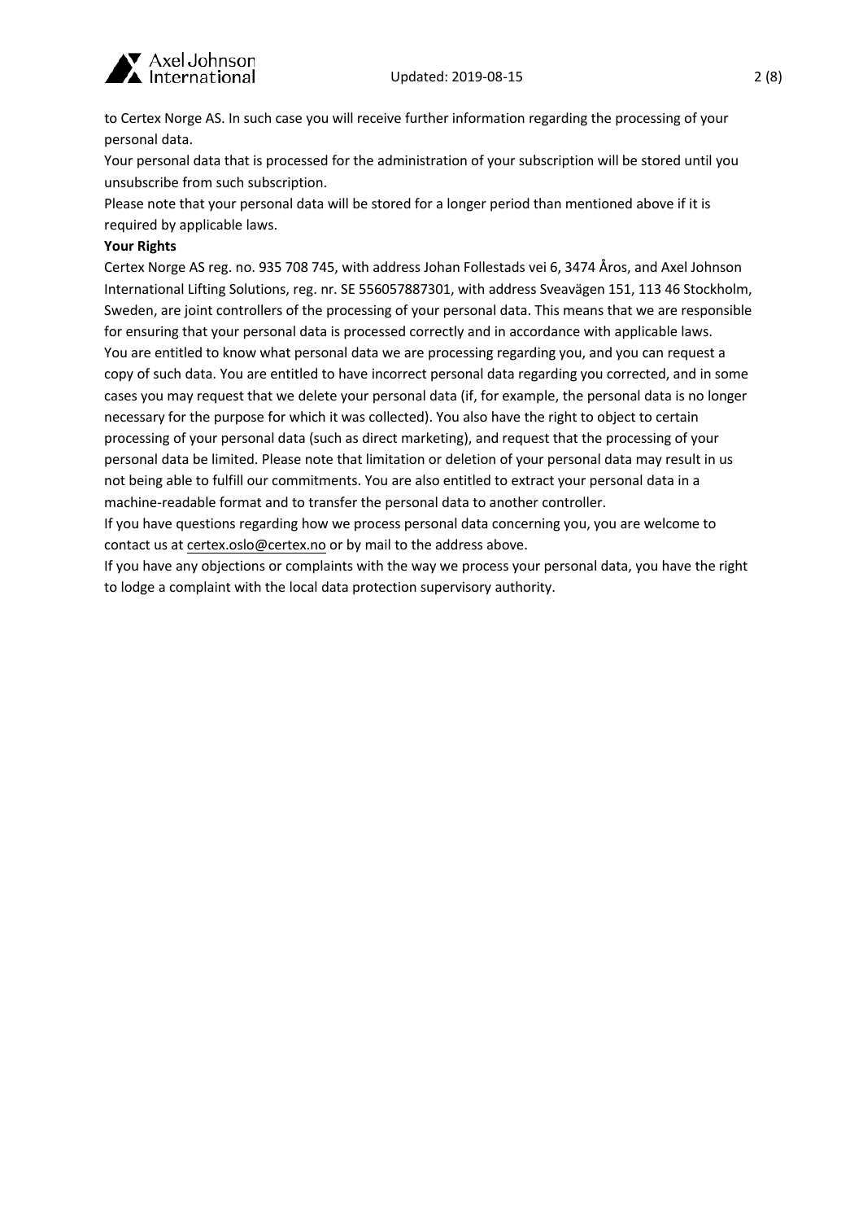to Certex Norge AS. In such case you will receive further information regarding the processing of your personal data.

Your personal data that is processed for the administration of your subscription will be stored until you unsubscribe from such subscription.

Please note that your personal data will be stored for a longer period than mentioned above if it is required by applicable laws.

**Your Rights**

Certex Norge AS reg. no. 935 708 745, with address Johan Follestads vei 6, 3474 Åros, and Axel Johnson International Lifting Solutions, reg. nr. SE 556057887301, with address Sveavägen 151, 113 46 Stockholm, Sweden, are joint controllers of the processing of your personal data. This means that we are responsible for ensuring that your personal data is processed correctly and in accordance with applicable laws.

You are entitled to know what personal data we are processing regarding you, and you can request a copy of such data. You are entitled to have incorrect personal data regarding you corrected, and in some cases you may request that we delete your personal data (if, for example, the personal data is no longer necessary for the purpose for which it was collected). You also have the right to object to certain processing of your personal data (such as direct marketing), and request that the processing of your personal data be limited. Please note that limitation or deletion of your personal data may result in us not being able to fulfill our commitments. You are also entitled to extract your personal data in a machine-readable format and to transfer the personal data to another controller.

If you have questions regarding how we process personal data concerning you, you are welcome to contact us at certex.oslo@certex.no or by mail to the address above.

If you have any objections or complaints with the way we process your personal data, you have the right to lodge a complaint with the local data protection supervisory authority.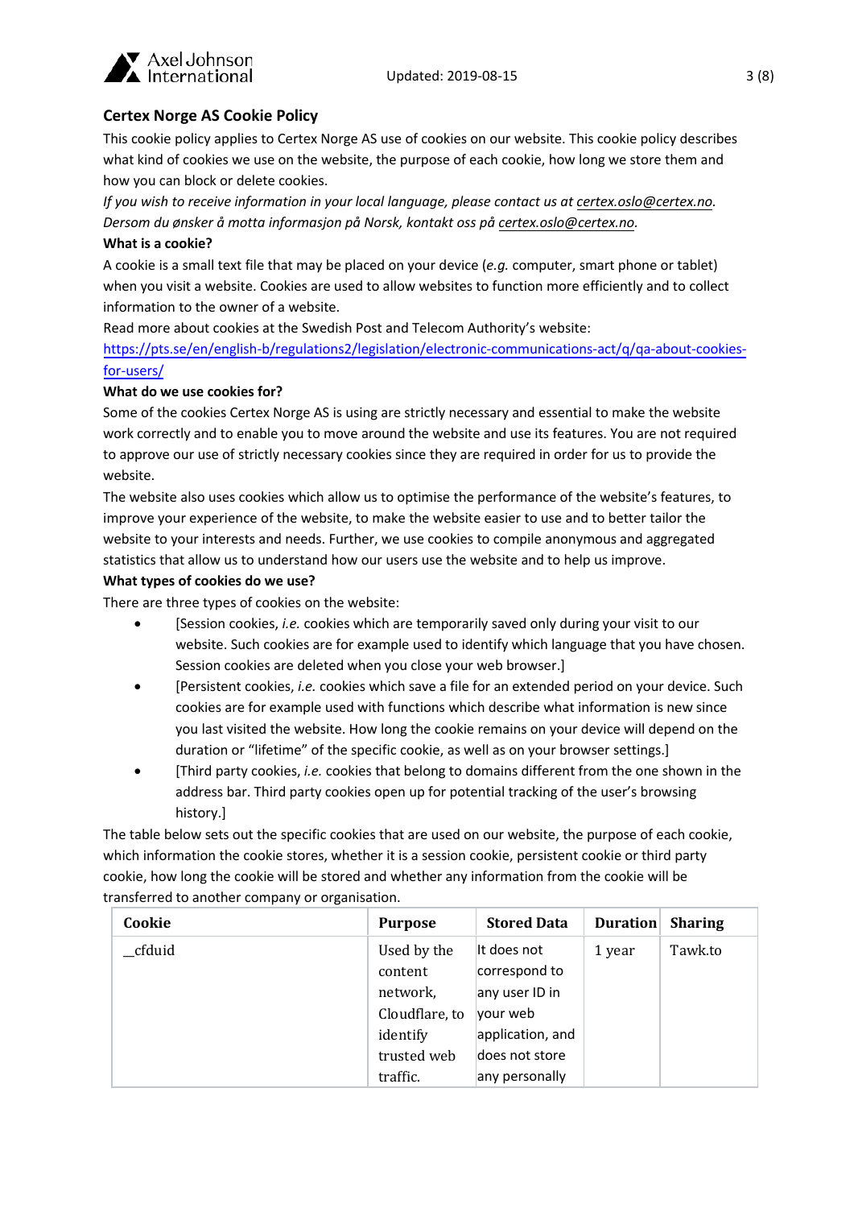## Certex Norge AS Cookie Policy

This cookie policy applies to Certex Norge AS use of cookies on our website. This cookie policy describes what kind of cookies we use on the website, the purpose of each cookie, how long we store them and how you can block or delete cookies.

*If you wish to receive information in your local language, please contact us at certex.oslo@certex.no. Dersom du ønsker å motta informasjon på Norsk, kontakt oss på certex.oslo@certex.no.*

### What is a cookie?

A cookie is a small text file that may be placed on your device (*e.g.* computer, smart phone or tablet) when you visit a website. Cookies are used to allow websites to function more efficiently and to collect information to the owner of a website.

Read more about cookies at the Swedish Post and Telecom Authority's website: https://pts.se/en/english-b/regulations2/legislation/electronic-communications-act/q/qa-about-cookies-for-users/

### What do we use cookies for?

Some of the cookies Certex Norge AS is using are strictly necessary and essential to make the website work correctly and to enable you to move around the website and use its features. You are not required to approve our use of strictly necessary cookies since they are required in order for us to provide the website.

The website also uses cookies which allow us to optimise the performance of the website's features, to improve your experience of the website, to make the website easier to use and to better tailor the website to your interests and needs. Further, we use cookies to compile anonymous and aggregated statistics that allow us to understand how our users use the website and to help us improve.

### What types of cookies do we use?

There are three types of cookies on the website:

- [Session cookies, *i.e.* cookies which are temporarily saved only during your visit to our website. Such cookies are for example used to identify which language that you have chosen. Session cookies are deleted when you close your web browser.]
- [Persistent cookies, *i.e.* cookies which save a file for an extended period on your device. Such cookies are for example used with functions which describe what information is new since you last visited the website. How long the cookie remains on your device will depend on the duration or "lifetime" of the specific cookie, as well as on your browser settings.]
- [Third party cookies, *i.e.* cookies that belong to domains different from the one shown in the address bar. Third party cookies open up for potential tracking of the user's browsing history.]

The table below sets out the specific cookies that are used on our website, the purpose of each cookie, which information the cookie stores, whether it is a session cookie, persistent cookie or third party cookie, how long the cookie will be stored and whether any information from the cookie will be transferred to another company or organisation.

| Cookie | Purpose | Stored Data | Duration | Sharing |
|---|---|---|---|---|
| __cfduid | Used by the content network, Cloudflare, to identify trusted web traffic. | It does not correspond to any user ID in your web application, and does not store any personally | 1 year | Tawk.to |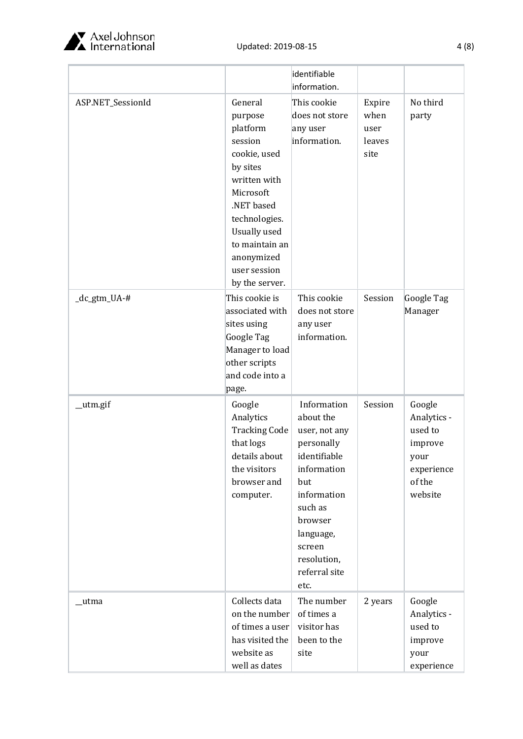| | | identifiable information. | | |
|---|---|---|---|---|
| ASP.NET_SessionId | General purpose platform session cookie, used by sites written with Microsoft .NET based technologies. Usually used to maintain an anonymized user session by the server. | This cookie does not store any user information. | Expire when user leaves site | No third party |
| _dc_gtm_UA-# | This cookie is associated with sites using Google Tag Manager to load other scripts and code into a page. | This cookie does not store any user information. | Session | Google Tag Manager |
| __utm.gif | Google Analytics Tracking Code that logs details about the visitors browser and computer. | Information about the user, not any personally identifiable information but information such as browser language, screen resolution, referral site etc. | Session | Google Analytics - used to improve your experience of the website |
| __utma | Collects data on the number of times a user has visited the website as well as dates | The number of times a visitor has been to the site | 2 years | Google Analytics - used to improve your experience |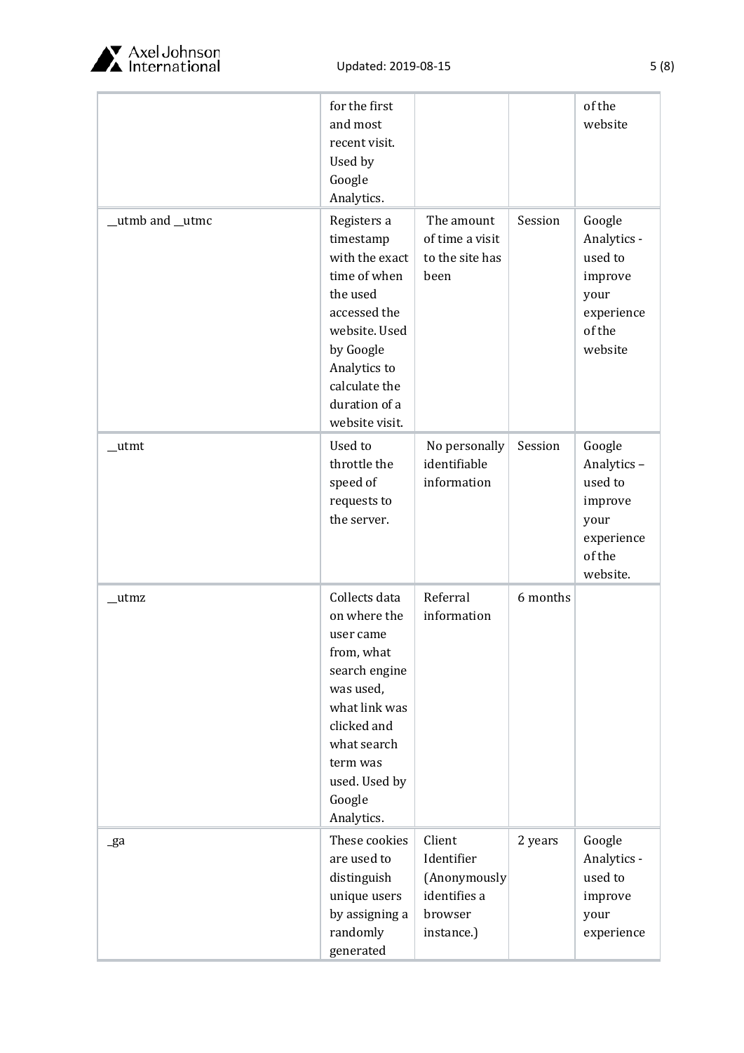|  |  |  |  |  |
|---|---|---|---|---|
|  | for the first and most recent visit. Used by Google Analytics. |  |  | of the website |
| __utmb and __utmc | Registers a timestamp with the exact time of when the used accessed the website. Used by Google Analytics to calculate the duration of a website visit. | The amount of time a visit to the site has been | Session | Google Analytics - used to improve your experience of the website |
| __utmt | Used to throttle the speed of requests to the server. | No personally identifiable information | Session | Google Analytics – used to improve your experience of the website. |
| __utmz | Collects data on where the user came from, what search engine was used, what link was clicked and what search term was used. Used by Google Analytics. | Referral information | 6 months |  |
| _ga | These cookies are used to distinguish unique users by assigning a randomly generated | Client Identifier (Anonymously identifies a browser instance.) | 2 years | Google Analytics - used to improve your experience |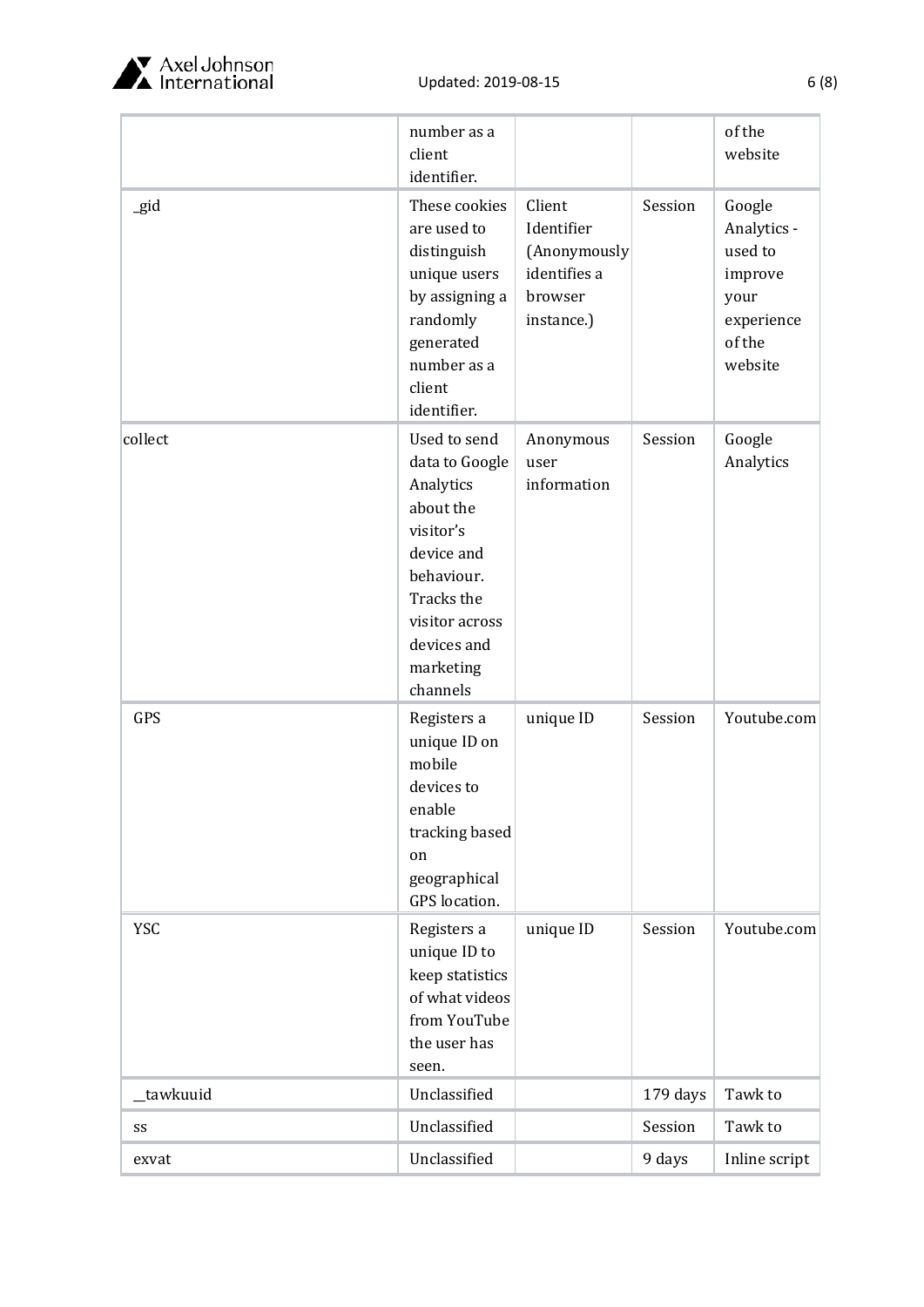| | | | | |
|---|---|---|---|---|
| | number as a client identifier. | | | of the website |
| _gid | These cookies are used to distinguish unique users by assigning a randomly generated number as a client identifier. | Client Identifier (Anonymously identifies a browser instance.) | Session | Google Analytics - used to improve your experience of the website |
| collect | Used to send data to Google Analytics about the visitor's device and behaviour. Tracks the visitor across devices and marketing channels | Anonymous user information | Session | Google Analytics |
| GPS | Registers a unique ID on mobile devices to enable tracking based on geographical GPS location. | unique ID | Session | Youtube.com |
| YSC | Registers a unique ID to keep statistics of what videos from YouTube the user has seen. | unique ID | Session | Youtube.com |
| __tawkuuid | Unclassified | | 179 days | Tawk to |
| ss | Unclassified | | Session | Tawk to |
| exvat | Unclassified | | 9 days | Inline script |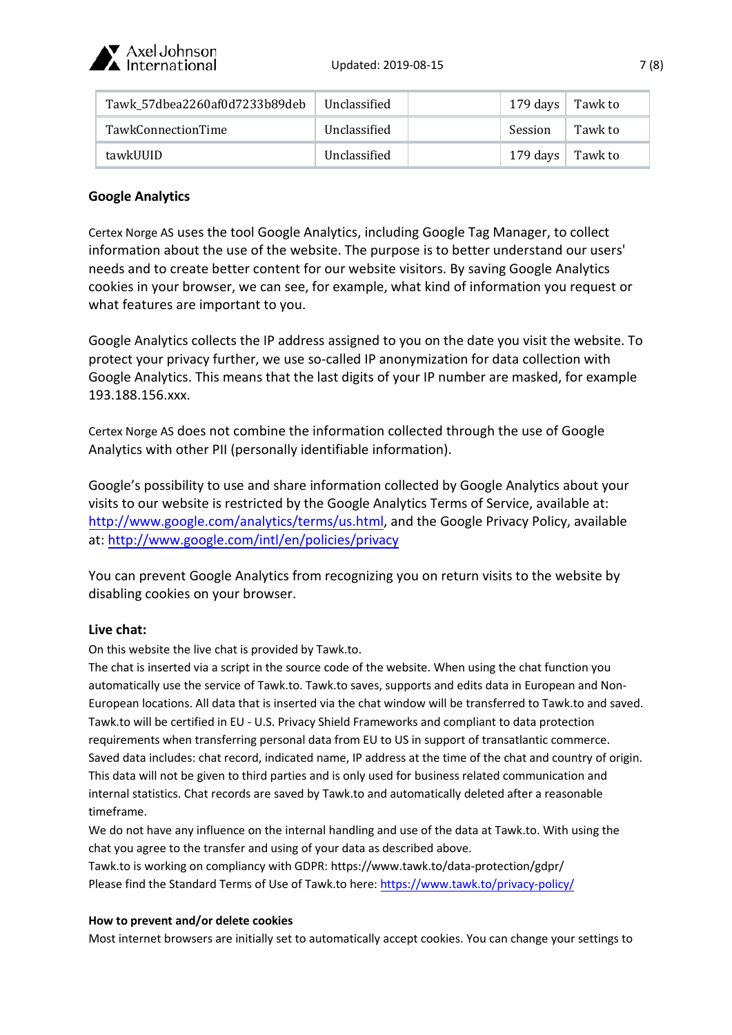| Tawk_57dbea2260af0d7233b89deb | Unclassified | | 179 days | Tawk to |
|---|---|---|---|---|
| TawkConnectionTime | Unclassified | | Session | Tawk to |
| tawkUUID | Unclassified | | 179 days | Tawk to |

**Google Analytics**

Certex Norge AS uses the tool Google Analytics, including Google Tag Manager, to collect information about the use of the website. The purpose is to better understand our users' needs and to create better content for our website visitors. By saving Google Analytics cookies in your browser, we can see, for example, what kind of information you request or what features are important to you.

Google Analytics collects the IP address assigned to you on the date you visit the website. To protect your privacy further, we use so-called IP anonymization for data collection with Google Analytics. This means that the last digits of your IP number are masked, for example 193.188.156.xxx.

Certex Norge AS does not combine the information collected through the use of Google Analytics with other PII (personally identifiable information).

Google's possibility to use and share information collected by Google Analytics about your visits to our website is restricted by the Google Analytics Terms of Service, available at: http://www.google.com/analytics/terms/us.html, and the Google Privacy Policy, available at: http://www.google.com/intl/en/policies/privacy

You can prevent Google Analytics from recognizing you on return visits to the website by disabling cookies on your browser.

**Live chat:**

On this website the live chat is provided by Tawk.to.
The chat is inserted via a script in the source code of the website. When using the chat function you automatically use the service of Tawk.to. Tawk.to saves, supports and edits data in European and Non-European locations. All data that is inserted via the chat window will be transferred to Tawk.to and saved. Tawk.to will be certified in EU - U.S. Privacy Shield Frameworks and compliant to data protection requirements when transferring personal data from EU to US in support of transatlantic commerce. Saved data includes: chat record, indicated name, IP address at the time of the chat and country of origin. This data will not be given to third parties and is only used for business related communication and internal statistics. Chat records are saved by Tawk.to and automatically deleted after a reasonable timeframe.
We do not have any influence on the internal handling and use of the data at Tawk.to. With using the chat you agree to the transfer and using of your data as described above.
Tawk.to is working on compliancy with GDPR: https://www.tawk.to/data-protection/gdpr/
Please find the Standard Terms of Use of Tawk.to here: https://www.tawk.to/privacy-policy/

**How to prevent and/or delete cookies**

Most internet browsers are initially set to automatically accept cookies. You can change your settings to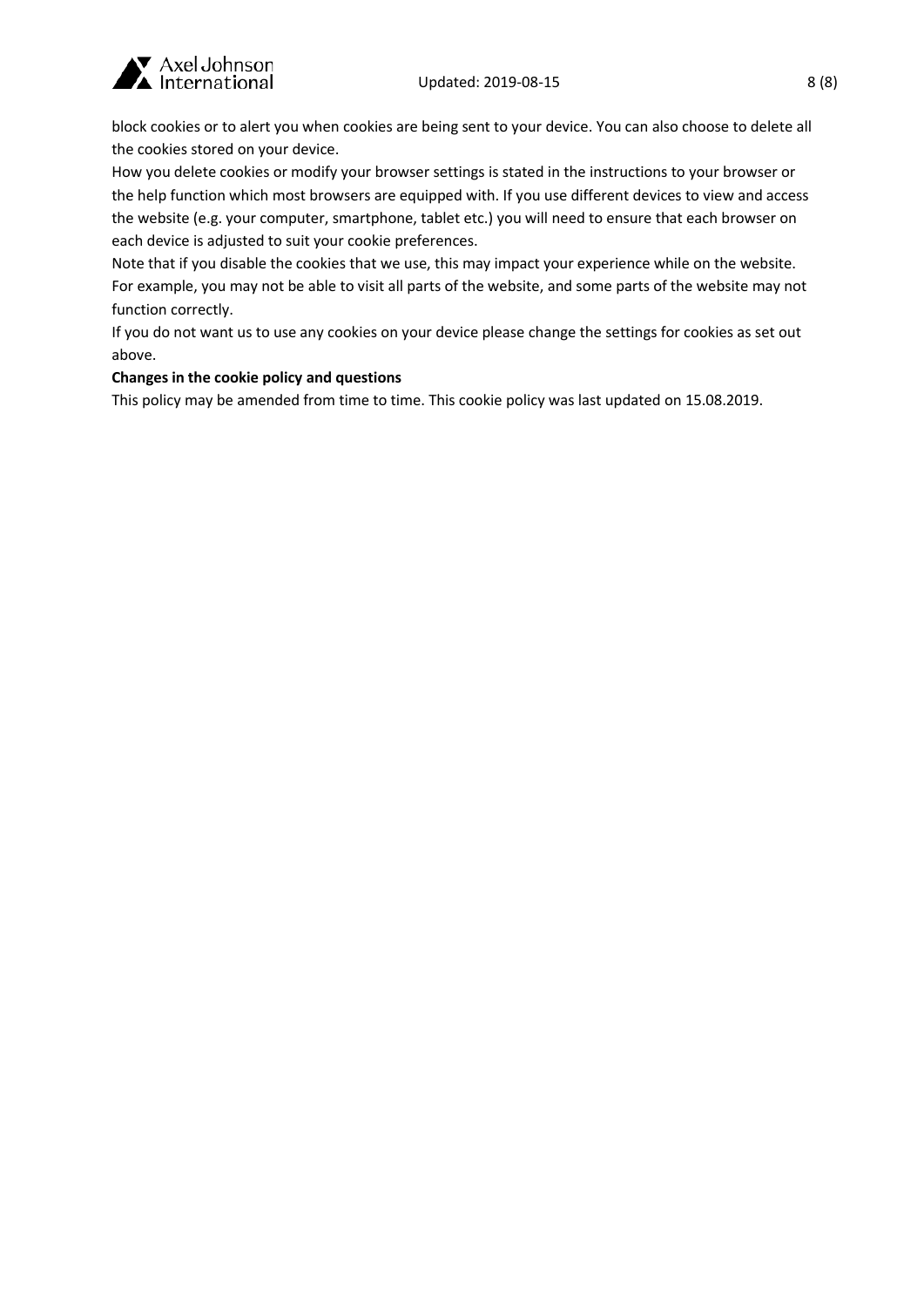block cookies or to alert you when cookies are being sent to your device. You can also choose to delete all the cookies stored on your device.

How you delete cookies or modify your browser settings is stated in the instructions to your browser or the help function which most browsers are equipped with. If you use different devices to view and access the website (e.g. your computer, smartphone, tablet etc.) you will need to ensure that each browser on each device is adjusted to suit your cookie preferences.

Note that if you disable the cookies that we use, this may impact your experience while on the website. For example, you may not be able to visit all parts of the website, and some parts of the website may not function correctly.

If you do not want us to use any cookies on your device please change the settings for cookies as set out above.

**Changes in the cookie policy and questions**

This policy may be amended from time to time. This cookie policy was last updated on 15.08.2019.